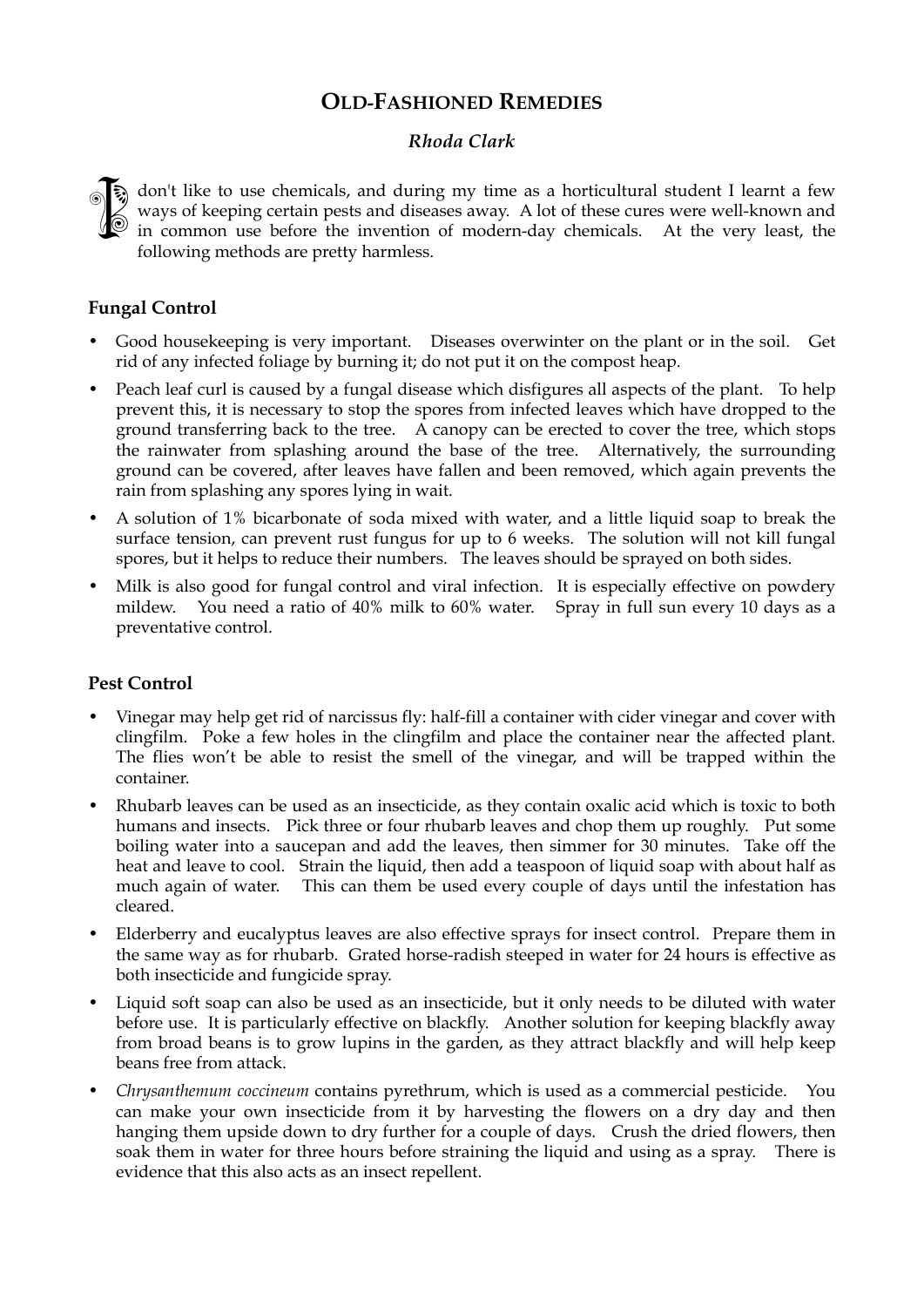# OLD-FASHIONED REMEDIES

### *Rhoda Clark*

I don't like to use chemicals, and during my time as a horticultural student I learnt a few ways of keeping certain pests and diseases away. A lot of these cures were well-known and in common use before the invention of modern-day chemicals. At the very least, the following methods are pretty harmless.

## Fungal Control

- Good housekeeping is very important. Diseases overwinter on the plant or in the soil. Get rid of any infected foliage by burning it; do not put it on the compost heap.
- Peach leaf curl is caused by a fungal disease which disfigures all aspects of the plant. To help prevent this, it is necessary to stop the spores from infected leaves which have dropped to the ground transferring back to the tree. A canopy can be erected to cover the tree, which stops the rainwater from splashing around the base of the tree. Alternatively, the surrounding ground can be covered, after leaves have fallen and been removed, which again prevents the rain from splashing any spores lying in wait.
- A solution of 1% bicarbonate of soda mixed with water, and a little liquid soap to break the surface tension, can prevent rust fungus for up to 6 weeks. The solution will not kill fungal spores, but it helps to reduce their numbers. The leaves should be sprayed on both sides.
- Milk is also good for fungal control and viral infection. It is especially effective on powdery mildew. You need a ratio of 40% milk to 60% water. Spray in full sun every 10 days as a preventative control.

## Pest Control

- Vinegar may help get rid of narcissus fly: half-fill a container with cider vinegar and cover with clingfilm. Poke a few holes in the clingfilm and place the container near the affected plant. The flies won't be able to resist the smell of the vinegar, and will be trapped within the container.
- Rhubarb leaves can be used as an insecticide, as they contain oxalic acid which is toxic to both humans and insects. Pick three or four rhubarb leaves and chop them up roughly. Put some boiling water into a saucepan and add the leaves, then simmer for 30 minutes. Take off the heat and leave to cool. Strain the liquid, then add a teaspoon of liquid soap with about half as much again of water. This can them be used every couple of days until the infestation has cleared.
- Elderberry and eucalyptus leaves are also effective sprays for insect control. Prepare them in the same way as for rhubarb. Grated horse-radish steeped in water for 24 hours is effective as both insecticide and fungicide spray.
- Liquid soft soap can also be used as an insecticide, but it only needs to be diluted with water before use. It is particularly effective on blackfly. Another solution for keeping blackfly away from broad beans is to grow lupins in the garden, as they attract blackfly and will help keep beans free from attack.
- *Chrysanthemum coccineum* contains pyrethrum, which is used as a commercial pesticide. You can make your own insecticide from it by harvesting the flowers on a dry day and then hanging them upside down to dry further for a couple of days. Crush the dried flowers, then soak them in water for three hours before straining the liquid and using as a spray. There is evidence that this also acts as an insect repellent.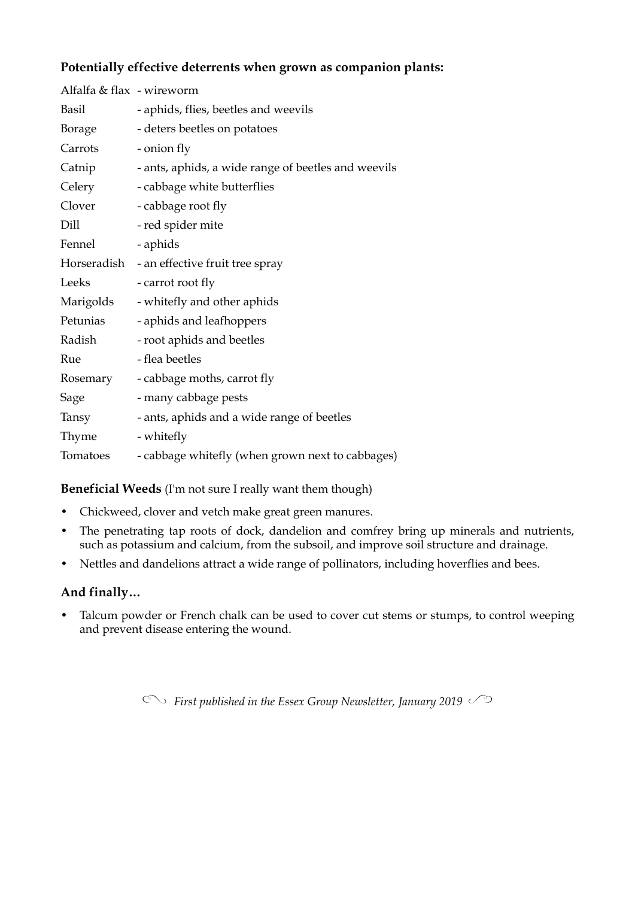**Potentially effective deterrents when grown as companion plants:**

| | |
|---|---|
| Alfalfa & flax | - wireworm |
| Basil | - aphids, flies, beetles and weevils |
| Borage | - deters beetles on potatoes |
| Carrots | - onion fly |
| Catnip | - ants, aphids, a wide range of beetles and weevils |
| Celery | - cabbage white butterflies |
| Clover | - cabbage root fly |
| Dill | - red spider mite |
| Fennel | - aphids |
| Horseradish | - an effective fruit tree spray |
| Leeks | - carrot root fly |
| Marigolds | - whitefly and other aphids |
| Petunias | - aphids and leafhoppers |
| Radish | - root aphids and beetles |
| Rue | - flea beetles |
| Rosemary | - cabbage moths, carrot fly |
| Sage | - many cabbage pests |
| Tansy | - ants, aphids and a wide range of beetles |
| Thyme | - whitefly |
| Tomatoes | - cabbage whitefly (when grown next to cabbages) |

**Beneficial Weeds** (I'm not sure I really want them though)

- Chickweed, clover and vetch make great green manures.
- The penetrating tap roots of dock, dandelion and comfrey bring up minerals and nutrients, such as potassium and calcium, from the subsoil, and improve soil structure and drainage.
- Nettles and dandelions attract a wide range of pollinators, including hoverflies and bees.

**And finally…**

- Talcum powder or French chalk can be used to cover cut stems or stumps, to control weeping and prevent disease entering the wound.

*First published in the Essex Group Newsletter, January 2019*